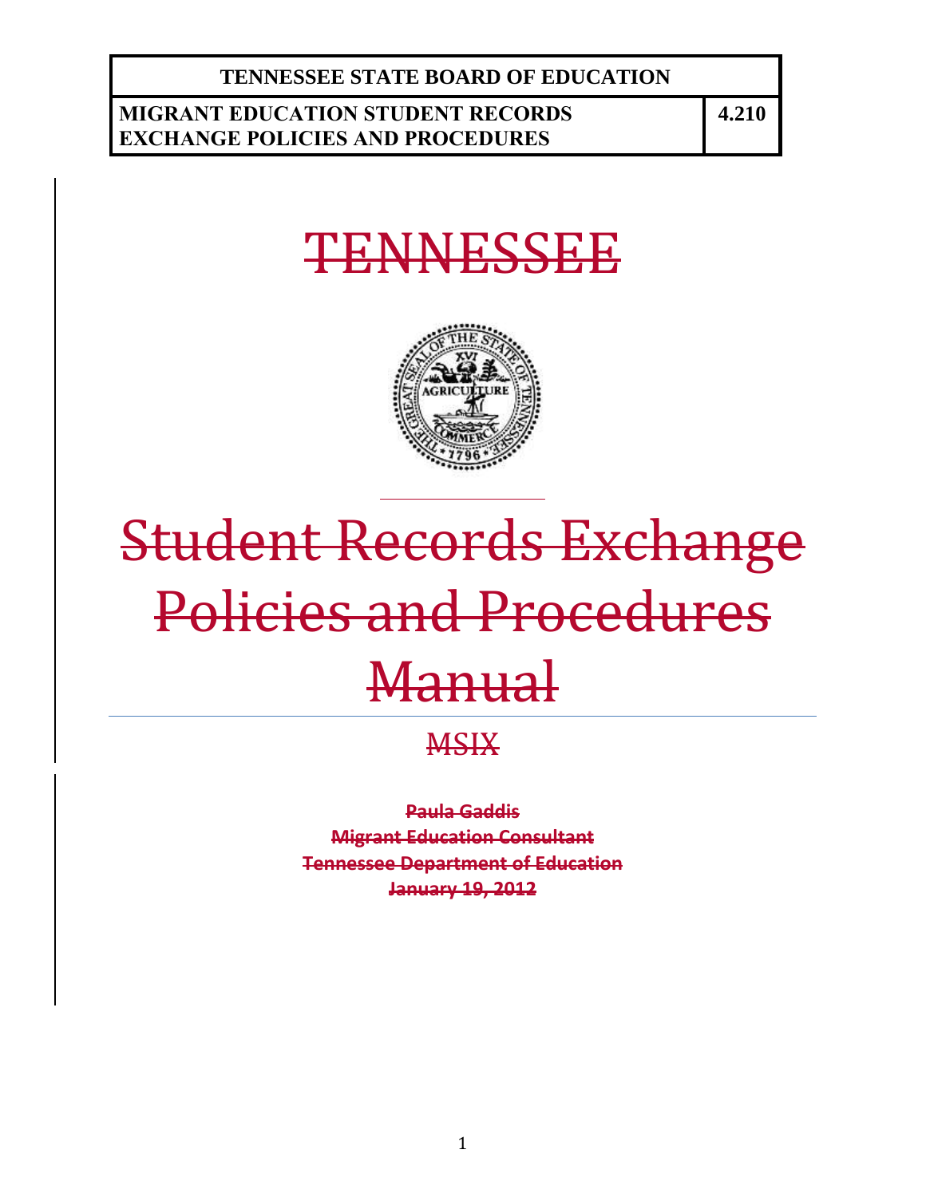**TENNESSEE STATE BOARD OF EDUCATION**

| MIGRANT EDUCATION STUDENT RECORDS EXCHANGE POLICIES AND PROCEDURES | 4.210 |
| --- | --- |

# ~~TENNESSEE~~

# ~~Student Records Exchange Policies and Procedures Manual~~

~~MSIX~~

~~**Paula Gaddis**~~
~~**Migrant Education Consultant**~~
~~**Tennessee Department of Education**~~
~~**January 19, 2012**~~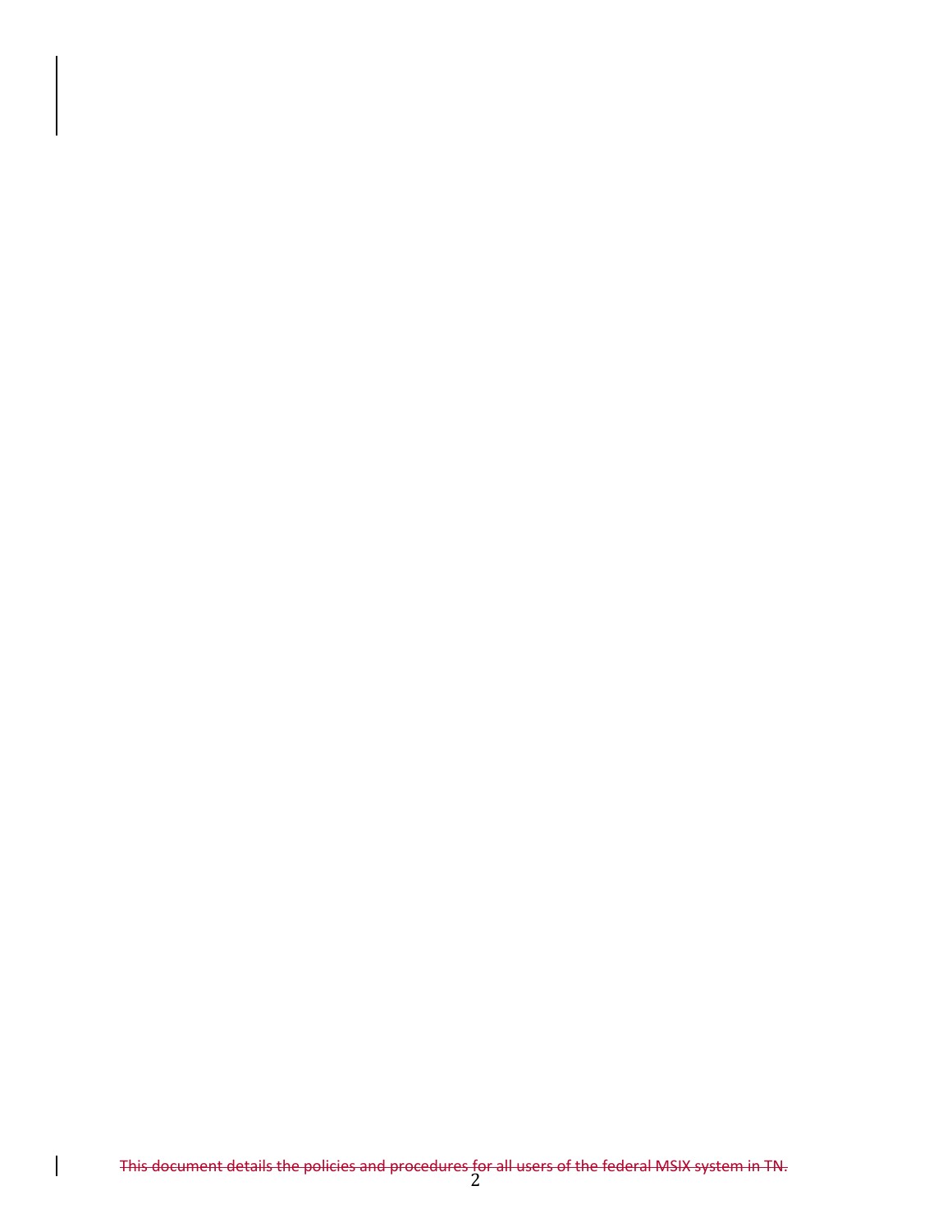~~This document details the policies and procedures for all users of the federal MSIX system in TN.~~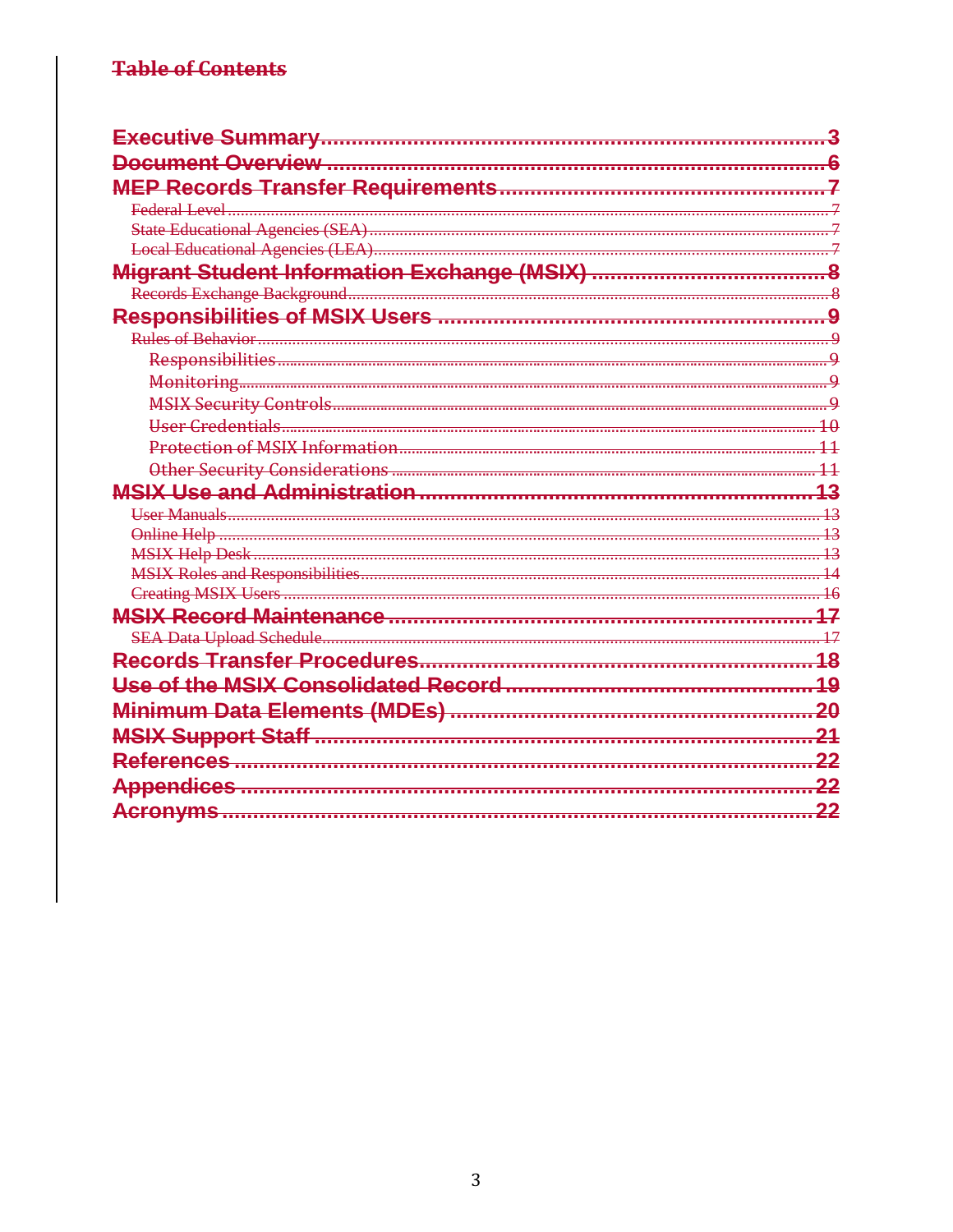## Table of Contents

Executive Summary ..... 3
Document Overview ..... 6
MEP Records Transfer Requirements ..... 7
- Federal Level ..... 7
- State Educational Agencies (SEA) ..... 7
- Local Educational Agencies (LEA) ..... 7

Migrant Student Information Exchange (MSIX) ..... 8
- Records Exchange Background ..... 8

Responsibilities of MSIX Users ..... 9
- Rules of Behavior ..... 9
  - Responsibilities ..... 9
  - Monitoring ..... 9
  - MSIX Security Controls ..... 9
  - User Credentials ..... 10
  - Protection of MSIX Information ..... 11
  - Other Security Considerations ..... 11

MSIX Use and Administration ..... 13
- User Manuals ..... 13
- Online Help ..... 13
- MSIX Help Desk ..... 13
- MSIX Roles and Responsibilities ..... 14
- Creating MSIX Users ..... 16

MSIX Record Maintenance ..... 17
- SEA Data Upload Schedule ..... 17

Records Transfer Procedures ..... 18
Use of the MSIX Consolidated Record ..... 19
Minimum Data Elements (MDEs) ..... 20
MSIX Support Staff ..... 21
References ..... 22
Appendices ..... 22
Acronyms ..... 22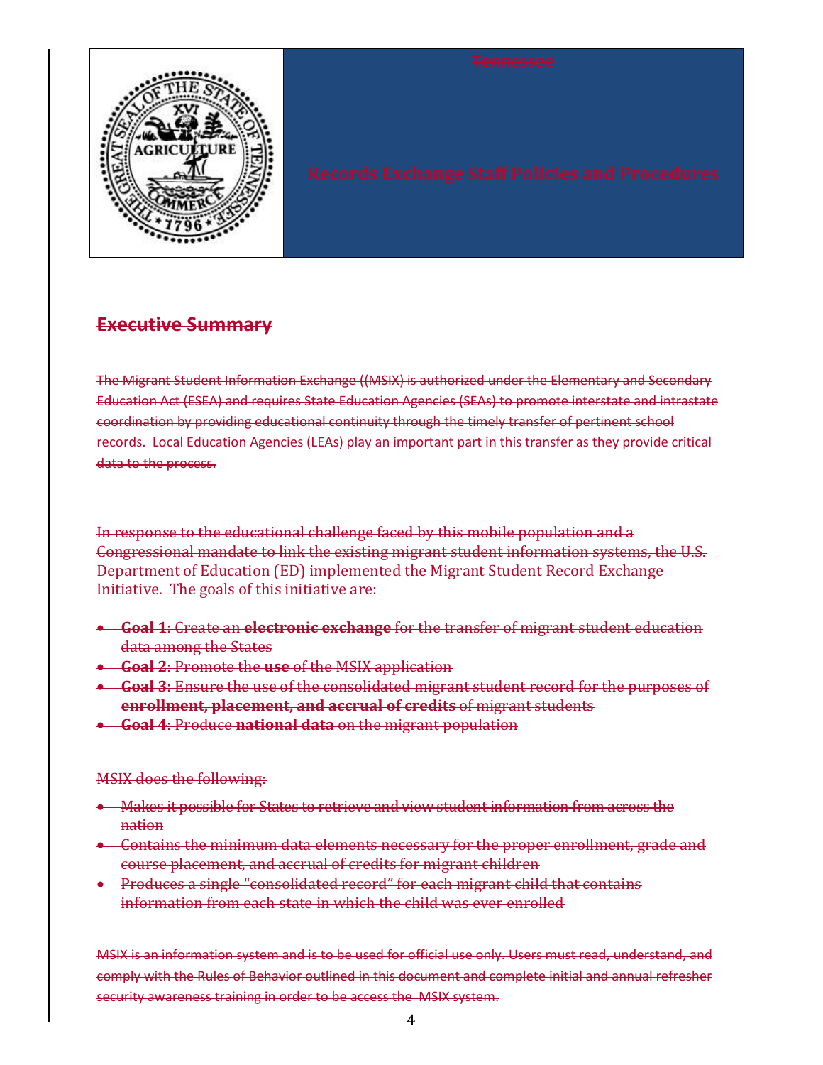Tennessee

# Records Exchange Staff Policies and Procedures

## Executive Summary

The Migrant Student Information Exchange ((MSIX) is authorized under the Elementary and Secondary Education Act (ESEA) and requires State Education Agencies (SEAs) to promote interstate and intrastate coordination by providing educational continuity through the timely transfer of pertinent school records. Local Education Agencies (LEAs) play an important part in this transfer as they provide critical data to the process.

In response to the educational challenge faced by this mobile population and a Congressional mandate to link the existing migrant student information systems, the U.S. Department of Education (ED) implemented the Migrant Student Record Exchange Initiative. The goals of this initiative are:

- **Goal 1**: Create an **electronic exchange** for the transfer of migrant student education data among the States
- **Goal 2**: Promote the **use** of the MSIX application
- **Goal 3**: Ensure the use of the consolidated migrant student record for the purposes of **enrollment, placement, and accrual of credits** of migrant students
- **Goal 4**: Produce **national data** on the migrant population

MSIX does the following:

- Makes it possible for States to retrieve and view student information from across the nation
- Contains the minimum data elements necessary for the proper enrollment, grade and course placement, and accrual of credits for migrant children
- Produces a single "consolidated record" for each migrant child that contains information from each state in which the child was ever enrolled

MSIX is an information system and is to be used for official use only. Users must read, understand, and comply with the Rules of Behavior outlined in this document and complete initial and annual refresher security awareness training in order to be access the MSIX system.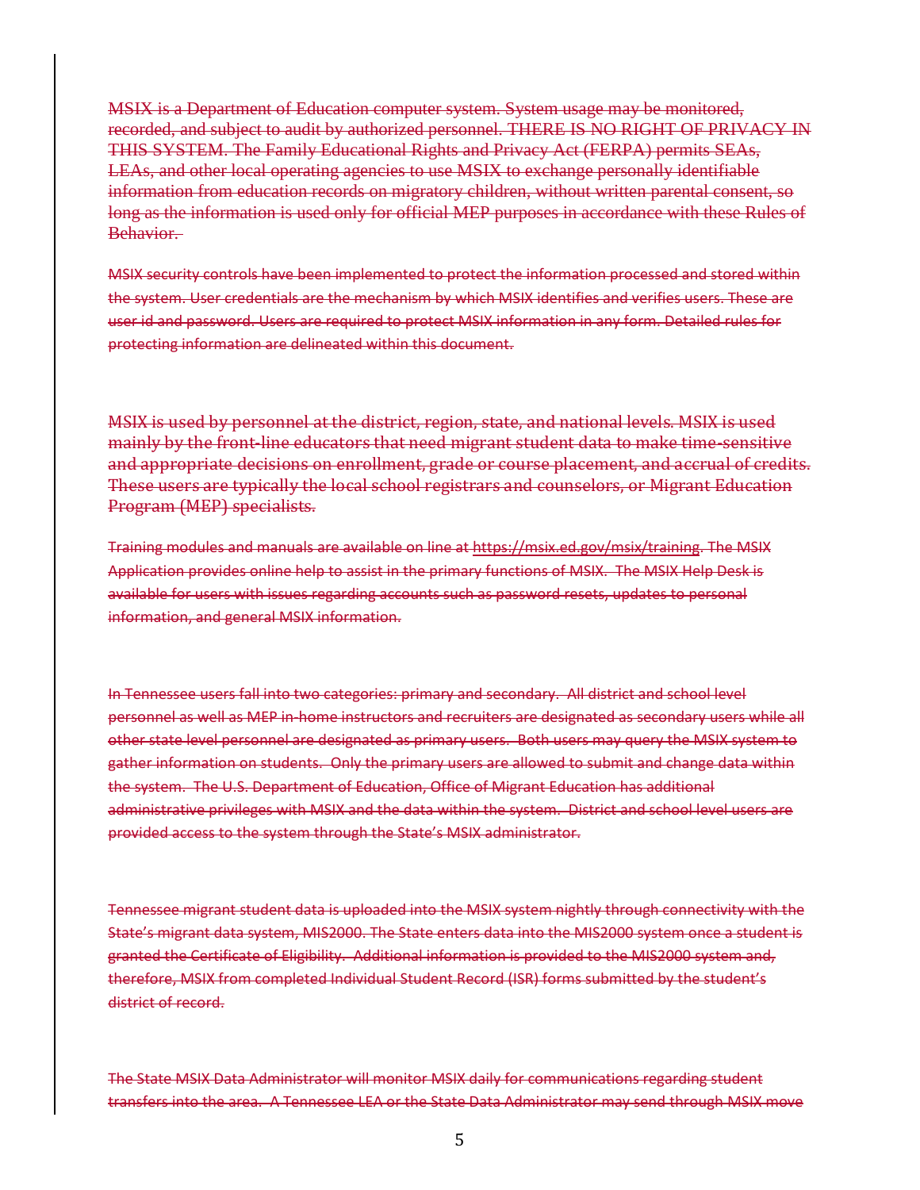~~MSIX is a Department of Education computer system. System usage may be monitored, recorded, and subject to audit by authorized personnel. THERE IS NO RIGHT OF PRIVACY IN THIS SYSTEM. The Family Educational Rights and Privacy Act (FERPA) permits SEAs, LEAs, and other local operating agencies to use MSIX to exchange personally identifiable information from education records on migratory children, without written parental consent, so long as the information is used only for official MEP purposes in accordance with these Rules of Behavior.~~

~~MSIX security controls have been implemented to protect the information processed and stored within the system. User credentials are the mechanism by which MSIX identifies and verifies users. These are user id and password. Users are required to protect MSIX information in any form. Detailed rules for protecting information are delineated within this document.~~

~~MSIX is used by personnel at the district, region, state, and national levels. MSIX is used mainly by the front-line educators that need migrant student data to make time-sensitive and appropriate decisions on enrollment, grade or course placement, and accrual of credits. These users are typically the local school registrars and counselors, or Migrant Education Program (MEP) specialists.~~

~~Training modules and manuals are available on line at https://msix.ed.gov/msix/training. The MSIX Application provides online help to assist in the primary functions of MSIX. The MSIX Help Desk is available for users with issues regarding accounts such as password resets, updates to personal information, and general MSIX information.~~

~~In Tennessee users fall into two categories: primary and secondary. All district and school level personnel as well as MEP in-home instructors and recruiters are designated as secondary users while all other state level personnel are designated as primary users. Both users may query the MSIX system to gather information on students. Only the primary users are allowed to submit and change data within the system. The U.S. Department of Education, Office of Migrant Education has additional administrative privileges with MSIX and the data within the system. District and school level users are provided access to the system through the State's MSIX administrator.~~

~~Tennessee migrant student data is uploaded into the MSIX system nightly through connectivity with the State's migrant data system, MIS2000. The State enters data into the MIS2000 system once a student is granted the Certificate of Eligibility. Additional information is provided to the MIS2000 system and, therefore, MSIX from completed Individual Student Record (ISR) forms submitted by the student's district of record.~~

~~The State MSIX Data Administrator will monitor MSIX daily for communications regarding student transfers into the area. A Tennessee LEA or the State Data Administrator may send through MSIX move~~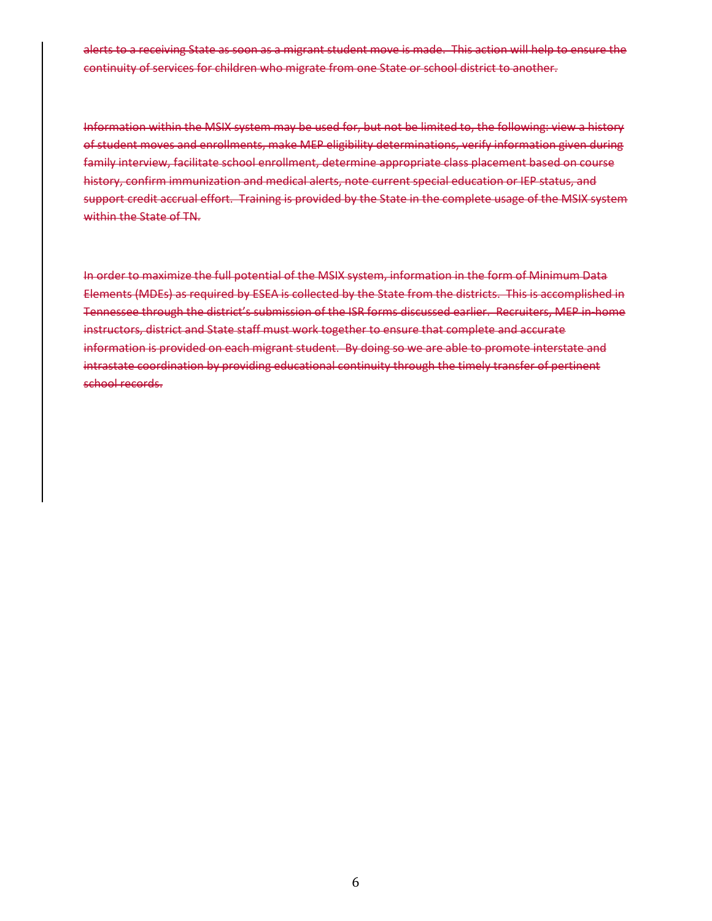~~alerts to a receiving State as soon as a migrant student move is made. This action will help to ensure the continuity of services for children who migrate from one State or school district to another.~~

~~Information within the MSIX system may be used for, but not be limited to, the following: view a history of student moves and enrollments, make MEP eligibility determinations, verify information given during family interview, facilitate school enrollment, determine appropriate class placement based on course history, confirm immunization and medical alerts, note current special education or IEP status, and support credit accrual effort. Training is provided by the State in the complete usage of the MSIX system within the State of TN.~~

~~In order to maximize the full potential of the MSIX system, information in the form of Minimum Data Elements (MDEs) as required by ESEA is collected by the State from the districts. This is accomplished in Tennessee through the district's submission of the ISR forms discussed earlier. Recruiters, MEP in-home instructors, district and State staff must work together to ensure that complete and accurate information is provided on each migrant student. By doing so we are able to promote interstate and intrastate coordination by providing educational continuity through the timely transfer of pertinent school records.~~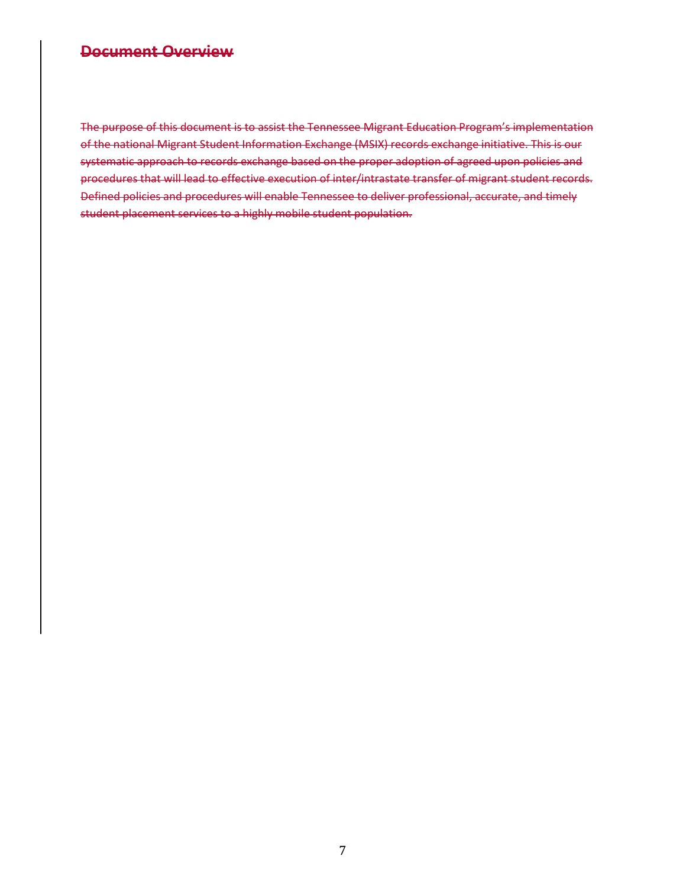## ~~Document Overview~~

~~The purpose of this document is to assist the Tennessee Migrant Education Program's implementation of the national Migrant Student Information Exchange (MSIX) records exchange initiative. This is our systematic approach to records exchange based on the proper adoption of agreed upon policies and procedures that will lead to effective execution of inter/intrastate transfer of migrant student records. Defined policies and procedures will enable Tennessee to deliver professional, accurate, and timely student placement services to a highly mobile student population.~~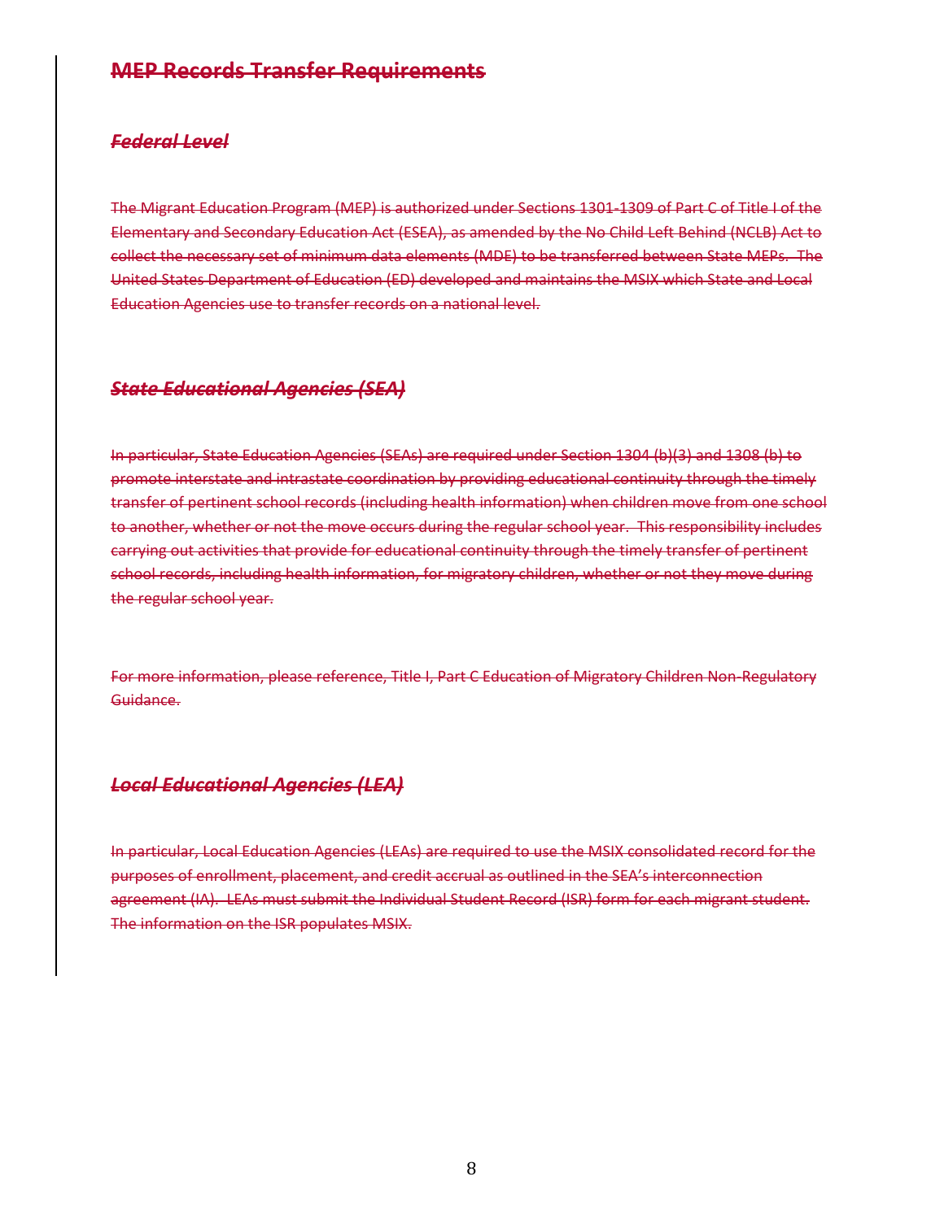## MEP Records Transfer Requirements

### *Federal Level*

The Migrant Education Program (MEP) is authorized under Sections 1301-1309 of Part C of Title I of the Elementary and Secondary Education Act (ESEA), as amended by the No Child Left Behind (NCLB) Act to collect the necessary set of minimum data elements (MDE) to be transferred between State MEPs. The United States Department of Education (ED) developed and maintains the MSIX which State and Local Education Agencies use to transfer records on a national level.

### *State Educational Agencies (SEA)*

In particular, State Education Agencies (SEAs) are required under Section 1304 (b)(3) and 1308 (b) to promote interstate and intrastate coordination by providing educational continuity through the timely transfer of pertinent school records (including health information) when children move from one school to another, whether or not the move occurs during the regular school year. This responsibility includes carrying out activities that provide for educational continuity through the timely transfer of pertinent school records, including health information, for migratory children, whether or not they move during the regular school year.

For more information, please reference, Title I, Part C Education of Migratory Children Non-Regulatory Guidance.

### *Local Educational Agencies (LEA)*

In particular, Local Education Agencies (LEAs) are required to use the MSIX consolidated record for the purposes of enrollment, placement, and credit accrual as outlined in the SEA's interconnection agreement (IA). LEAs must submit the Individual Student Record (ISR) form for each migrant student. The information on the ISR populates MSIX.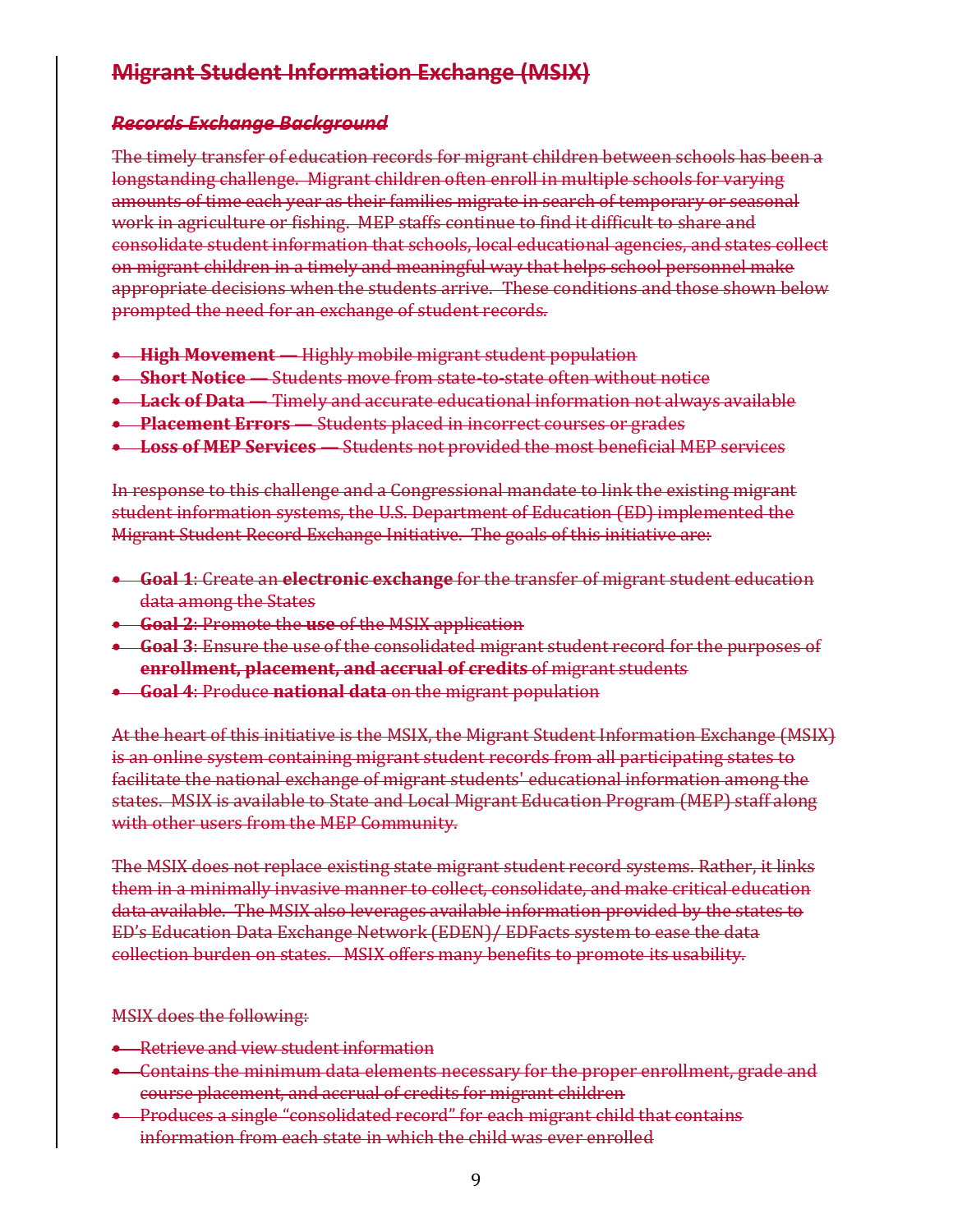## Migrant Student Information Exchange (MSIX)

### *Records Exchange Background*

The timely transfer of education records for migrant children between schools has been a longstanding challenge. Migrant children often enroll in multiple schools for varying amounts of time each year as their families migrate in search of temporary or seasonal work in agriculture or fishing. MEP staffs continue to find it difficult to share and consolidate student information that schools, local educational agencies, and states collect on migrant children in a timely and meaningful way that helps school personnel make appropriate decisions when the students arrive. These conditions and those shown below prompted the need for an exchange of student records.

- **High Movement** — Highly mobile migrant student population
- **Short Notice** — Students move from state-to-state often without notice
- **Lack of Data** — Timely and accurate educational information not always available
- **Placement Errors** — Students placed in incorrect courses or grades
- **Loss of MEP Services** — Students not provided the most beneficial MEP services

In response to this challenge and a Congressional mandate to link the existing migrant student information systems, the U.S. Department of Education (ED) implemented the Migrant Student Record Exchange Initiative. The goals of this initiative are:

- **Goal 1**: Create an **electronic exchange** for the transfer of migrant student education data among the States
- **Goal 2**: Promote the **use** of the MSIX application
- **Goal 3**: Ensure the use of the consolidated migrant student record for the purposes of **enrollment, placement, and accrual of credits** of migrant students
- **Goal 4**: Produce **national data** on the migrant population

At the heart of this initiative is the MSIX, the Migrant Student Information Exchange (MSIX) is an online system containing migrant student records from all participating states to facilitate the national exchange of migrant students' educational information among the states. MSIX is available to State and Local Migrant Education Program (MEP) staff along with other users from the MEP Community.

The MSIX does not replace existing state migrant student record systems. Rather, it links them in a minimally invasive manner to collect, consolidate, and make critical education data available. The MSIX also leverages available information provided by the states to ED's Education Data Exchange Network (EDEN)/ EDFacts system to ease the data collection burden on states. MSIX offers many benefits to promote its usability.

MSIX does the following:

- Retrieve and view student information
- Contains the minimum data elements necessary for the proper enrollment, grade and course placement, and accrual of credits for migrant children
- Produces a single "consolidated record" for each migrant child that contains information from each state in which the child was ever enrolled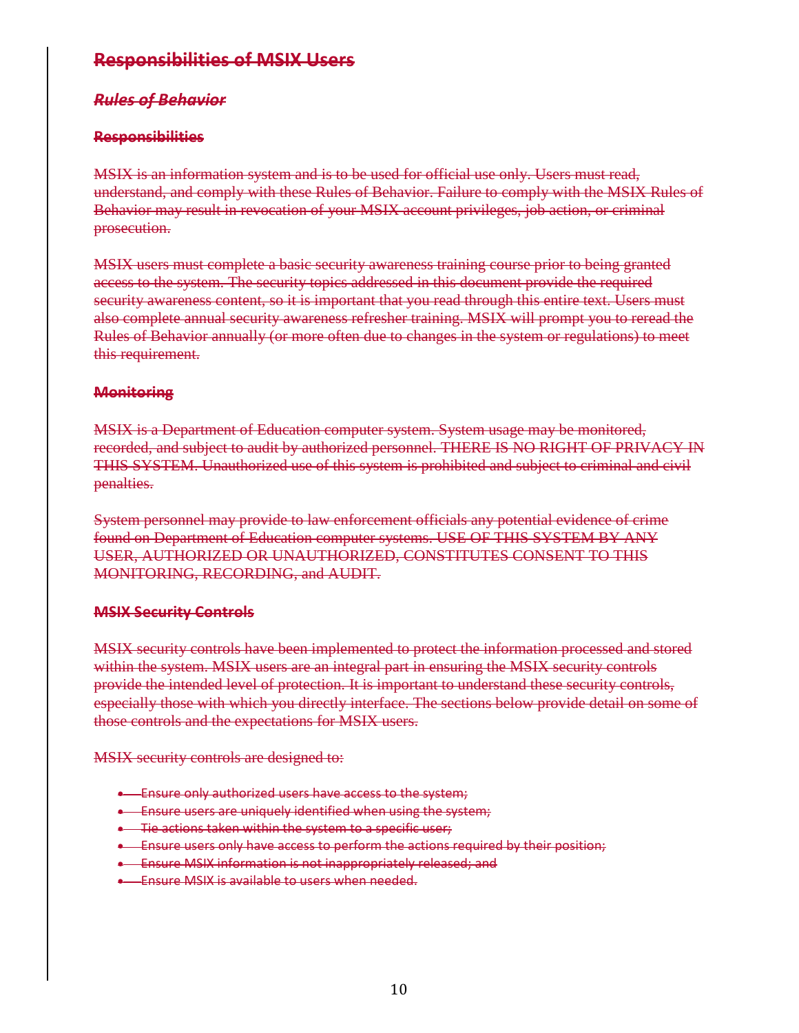## Responsibilities of MSIX Users

### *Rules of Behavior*

#### Responsibilities

MSIX is an information system and is to be used for official use only. Users must read, understand, and comply with these Rules of Behavior. Failure to comply with the MSIX Rules of Behavior may result in revocation of your MSIX account privileges, job action, or criminal prosecution.

MSIX users must complete a basic security awareness training course prior to being granted access to the system. The security topics addressed in this document provide the required security awareness content, so it is important that you read through this entire text. Users must also complete annual security awareness refresher training. MSIX will prompt you to reread the Rules of Behavior annually (or more often due to changes in the system or regulations) to meet this requirement.

#### Monitoring

MSIX is a Department of Education computer system. System usage may be monitored, recorded, and subject to audit by authorized personnel. THERE IS NO RIGHT OF PRIVACY IN THIS SYSTEM. Unauthorized use of this system is prohibited and subject to criminal and civil penalties.

System personnel may provide to law enforcement officials any potential evidence of crime found on Department of Education computer systems. USE OF THIS SYSTEM BY ANY USER, AUTHORIZED OR UNAUTHORIZED, CONSTITUTES CONSENT TO THIS MONITORING, RECORDING, and AUDIT.

#### MSIX Security Controls

MSIX security controls have been implemented to protect the information processed and stored within the system. MSIX users are an integral part in ensuring the MSIX security controls provide the intended level of protection. It is important to understand these security controls, especially those with which you directly interface. The sections below provide detail on some of those controls and the expectations for MSIX users.

MSIX security controls are designed to:

- Ensure only authorized users have access to the system;
- Ensure users are uniquely identified when using the system;
- Tie actions taken within the system to a specific user;
- Ensure users only have access to perform the actions required by their position;
- Ensure MSIX information is not inappropriately released; and
- Ensure MSIX is available to users when needed.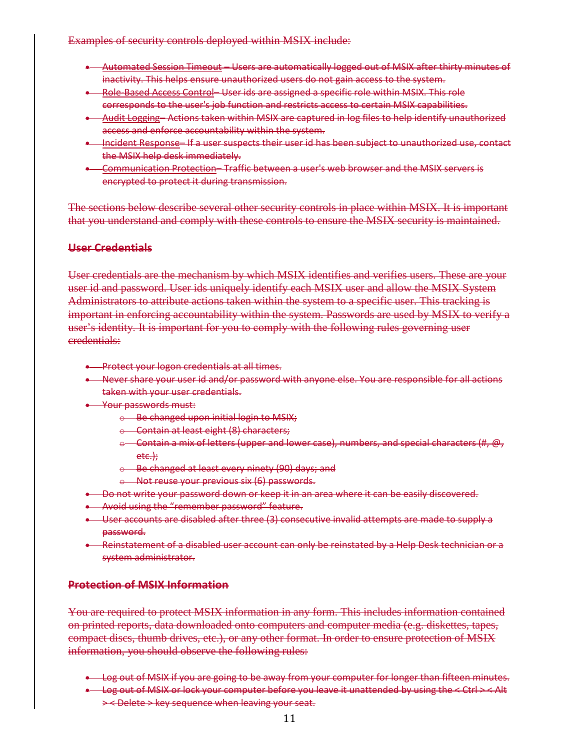Examples of security controls deployed within MSIX include:

- Automated Session Timeout – Users are automatically logged out of MSIX after thirty minutes of inactivity. This helps ensure unauthorized users do not gain access to the system.
- Role-Based Access Control– User ids are assigned a specific role within MSIX. This role corresponds to the user's job function and restricts access to certain MSIX capabilities.
- Audit Logging– Actions taken within MSIX are captured in log files to help identify unauthorized access and enforce accountability within the system.
- Incident Response– If a user suspects their user id has been subject to unauthorized use, contact the MSIX help desk immediately.
- Communication Protection– Traffic between a user's web browser and the MSIX servers is encrypted to protect it during transmission.

The sections below describe several other security controls in place within MSIX. It is important that you understand and comply with these controls to ensure the MSIX security is maintained.

**User Credentials**

User credentials are the mechanism by which MSIX identifies and verifies users. These are your user id and password. User ids uniquely identify each MSIX user and allow the MSIX System Administrators to attribute actions taken within the system to a specific user. This tracking is important in enforcing accountability within the system. Passwords are used by MSIX to verify a user's identity. It is important for you to comply with the following rules governing user credentials:

- Protect your logon credentials at all times.
- Never share your user id and/or password with anyone else. You are responsible for all actions taken with your user credentials.
- Your passwords must:
  - Be changed upon initial login to MSIX;
  - Contain at least eight (8) characters;
  - Contain a mix of letters (upper and lower case), numbers, and special characters (#, @, etc.);
  - Be changed at least every ninety (90) days; and
  - Not reuse your previous six (6) passwords.
- Do not write your password down or keep it in an area where it can be easily discovered.
- Avoid using the "remember password" feature.
- User accounts are disabled after three (3) consecutive invalid attempts are made to supply a password.
- Reinstatement of a disabled user account can only be reinstated by a Help Desk technician or a system administrator.

**Protection of MSIX Information**

You are required to protect MSIX information in any form. This includes information contained on printed reports, data downloaded onto computers and computer media (e.g. diskettes, tapes, compact discs, thumb drives, etc.), or any other format. In order to ensure protection of MSIX information, you should observe the following rules:

- Log out of MSIX if you are going to be away from your computer for longer than fifteen minutes.
- Log out of MSIX or lock your computer before you leave it unattended by using the < Ctrl > < Alt > < Delete > key sequence when leaving your seat.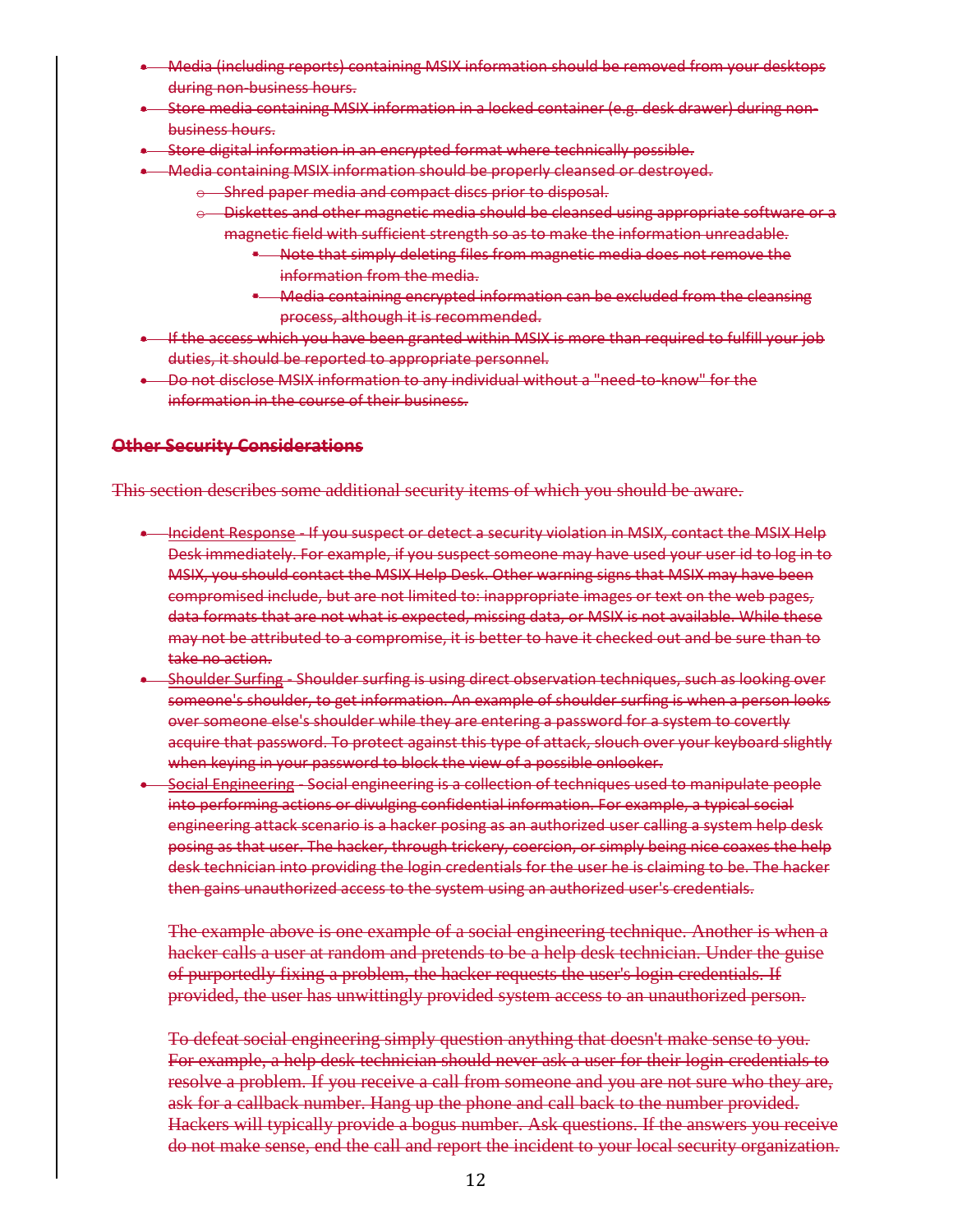- Media (including reports) containing MSIX information should be removed from your desktops during non-business hours.
- Store media containing MSIX information in a locked container (e.g. desk drawer) during non-business hours.
- Store digital information in an encrypted format where technically possible.
- Media containing MSIX information should be properly cleansed or destroyed.
  - Shred paper media and compact discs prior to disposal.
  - Diskettes and other magnetic media should be cleansed using appropriate software or a magnetic field with sufficient strength so as to make the information unreadable.
    - Note that simply deleting files from magnetic media does not remove the information from the media.
    - Media containing encrypted information can be excluded from the cleansing process, although it is recommended.
- If the access which you have been granted within MSIX is more than required to fulfill your job duties, it should be reported to appropriate personnel.
- Do not disclose MSIX information to any individual without a "need-to-know" for the information in the course of their business.

## Other Security Considerations

This section describes some additional security items of which you should be aware.

- Incident Response - If you suspect or detect a security violation in MSIX, contact the MSIX Help Desk immediately. For example, if you suspect someone may have used your user id to log in to MSIX, you should contact the MSIX Help Desk. Other warning signs that MSIX may have been compromised include, but are not limited to: inappropriate images or text on the web pages, data formats that are not what is expected, missing data, or MSIX is not available. While these may not be attributed to a compromise, it is better to have it checked out and be sure than to take no action.
- Shoulder Surfing - Shoulder surfing is using direct observation techniques, such as looking over someone's shoulder, to get information. An example of shoulder surfing is when a person looks over someone else's shoulder while they are entering a password for a system to covertly acquire that password. To protect against this type of attack, slouch over your keyboard slightly when keying in your password to block the view of a possible onlooker.
- Social Engineering - Social engineering is a collection of techniques used to manipulate people into performing actions or divulging confidential information. For example, a typical social engineering attack scenario is a hacker posing as an authorized user calling a system help desk posing as that user. The hacker, through trickery, coercion, or simply being nice coaxes the help desk technician into providing the login credentials for the user he is claiming to be. The hacker then gains unauthorized access to the system using an authorized user's credentials.

  The example above is one example of a social engineering technique. Another is when a hacker calls a user at random and pretends to be a help desk technician. Under the guise of purportedly fixing a problem, the hacker requests the user's login credentials. If provided, the user has unwittingly provided system access to an unauthorized person.

  To defeat social engineering simply question anything that doesn't make sense to you. For example, a help desk technician should never ask a user for their login credentials to resolve a problem. If you receive a call from someone and you are not sure who they are, ask for a callback number. Hang up the phone and call back to the number provided. Hackers will typically provide a bogus number. Ask questions. If the answers you receive do not make sense, end the call and report the incident to your local security organization.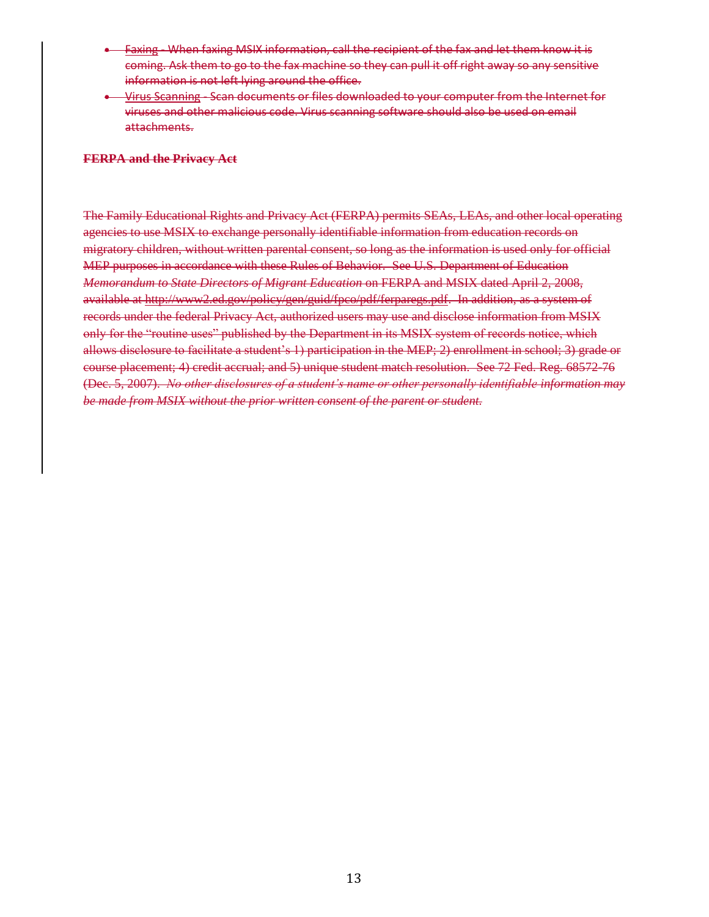- Faxing - When faxing MSIX information, call the recipient of the fax and let them know it is coming. Ask them to go to the fax machine so they can pull it off right away so any sensitive information is not left lying around the office.
- Virus Scanning - Scan documents or files downloaded to your computer from the Internet for viruses and other malicious code. Virus scanning software should also be used on email attachments.

**FERPA and the Privacy Act**

The Family Educational Rights and Privacy Act (FERPA) permits SEAs, LEAs, and other local operating agencies to use MSIX to exchange personally identifiable information from education records on migratory children, without written parental consent, so long as the information is used only for official MEP purposes in accordance with these Rules of Behavior. See U.S. Department of Education *Memorandum to State Directors of Migrant Education* on FERPA and MSIX dated April 2, 2008, available at http://www2.ed.gov/policy/gen/guid/fpco/pdf/ferparegs.pdf. In addition, as a system of records under the federal Privacy Act, authorized users may use and disclose information from MSIX only for the "routine uses" published by the Department in its MSIX system of records notice, which allows disclosure to facilitate a student's 1) participation in the MEP; 2) enrollment in school; 3) grade or course placement; 4) credit accrual; and 5) unique student match resolution. See 72 Fed. Reg. 68572-76 (Dec. 5, 2007). *No other disclosures of a student's name or other personally identifiable information may be made from MSIX without the prior written consent of the parent or student.*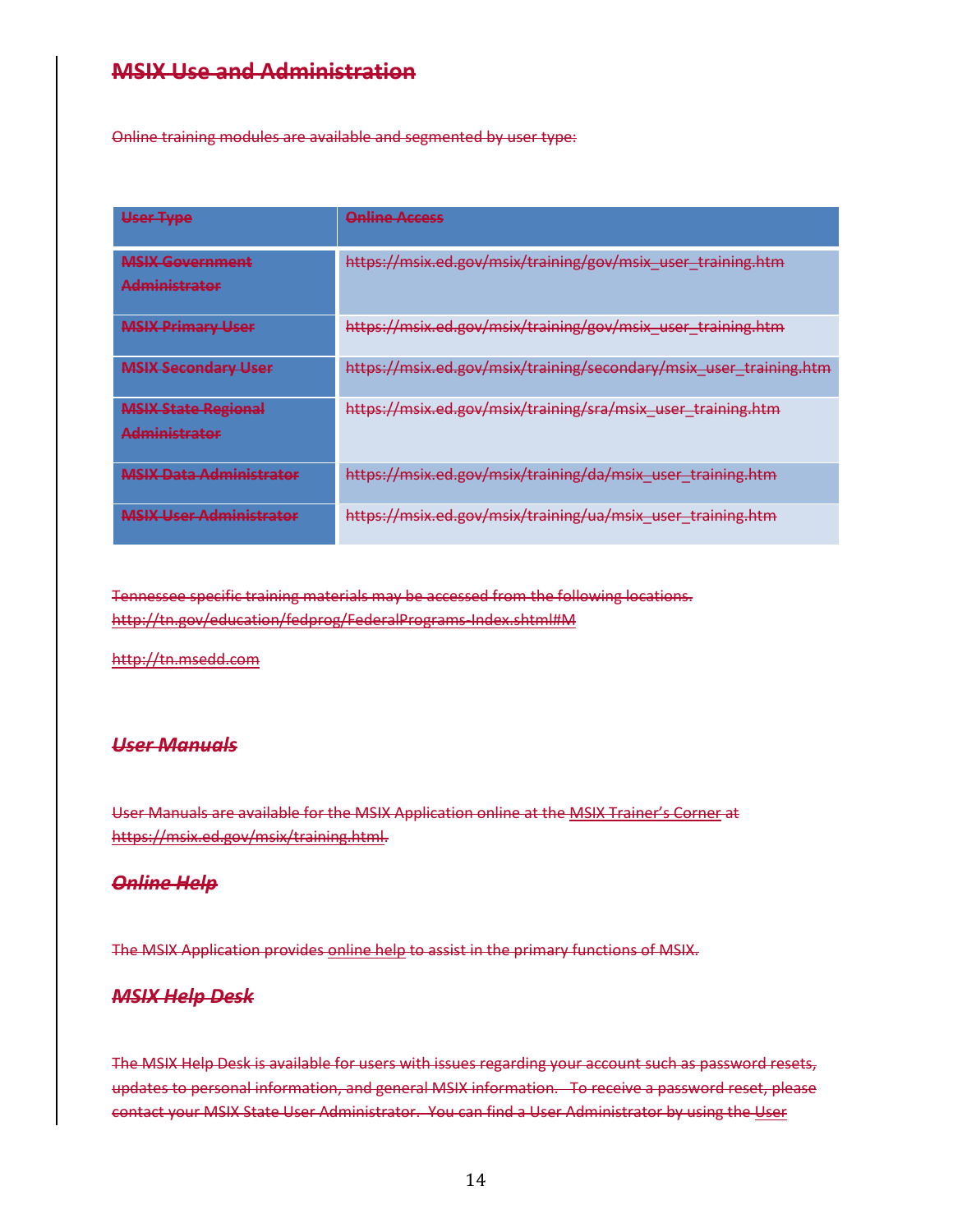## MSIX Use and Administration

Online training modules are available and segmented by user type:

| User Type | Online Access |
| --- | --- |
| MSIX Government Administrator | https://msix.ed.gov/msix/training/gov/msix_user_training.htm |
| MSIX Primary User | https://msix.ed.gov/msix/training/gov/msix_user_training.htm |
| MSIX Secondary User | https://msix.ed.gov/msix/training/secondary/msix_user_training.htm |
| MSIX State Regional Administrator | https://msix.ed.gov/msix/training/sra/msix_user_training.htm |
| MSIX Data Administrator | https://msix.ed.gov/msix/training/da/msix_user_training.htm |
| MSIX User Administrator | https://msix.ed.gov/msix/training/ua/msix_user_training.htm |

Tennessee specific training materials may be accessed from the following locations.
http://tn.gov/education/fedprog/FederalPrograms-Index.shtml#M

http://tn.msedd.com

### *User Manuals*

User Manuals are available for the MSIX Application online at the MSIX Trainer's Corner at https://msix.ed.gov/msix/training.html.

### *Online Help*

The MSIX Application provides online help to assist in the primary functions of MSIX.

### *MSIX Help Desk*

The MSIX Help Desk is available for users with issues regarding your account such as password resets, updates to personal information, and general MSIX information. To receive a password reset, please contact your MSIX State User Administrator. You can find a User Administrator by using the User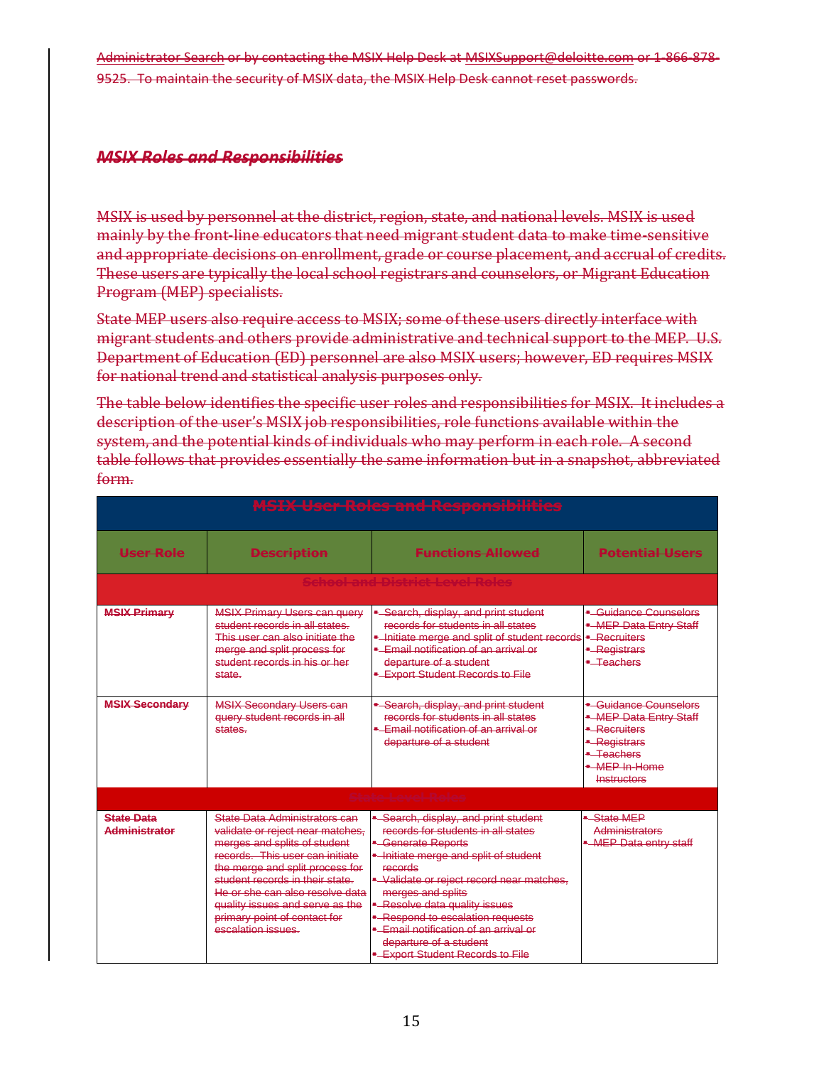Administrator Search or by contacting the MSIX Help Desk at MSIXSupport@deloitte.com or 1-866-878-9525. To maintain the security of MSIX data, the MSIX Help Desk cannot reset passwords.

### *MSIX Roles and Responsibilities*

MSIX is used by personnel at the district, region, state, and national levels. MSIX is used mainly by the front-line educators that need migrant student data to make time-sensitive and appropriate decisions on enrollment, grade or course placement, and accrual of credits. These users are typically the local school registrars and counselors, or Migrant Education Program (MEP) specialists.

State MEP users also require access to MSIX; some of these users directly interface with migrant students and others provide administrative and technical support to the MEP. U.S. Department of Education (ED) personnel are also MSIX users; however, ED requires MSIX for national trend and statistical analysis purposes only.

The table below identifies the specific user roles and responsibilities for MSIX. It includes a description of the user's MSIX job responsibilities, role functions available within the system, and the potential kinds of individuals who may perform in each role. A second table follows that provides essentially the same information but in a snapshot, abbreviated form.

| MSIX User Roles and Responsibilities | | | |
|---|---|---|---|
| **User Role** | **Description** | **Functions Allowed** | **Potential Users** |
| **School and District Level Roles** | | | |
| **MSIX Primary** | MSIX Primary Users can query student records in all states. This user can also initiate the merge and split process for student records in his or her state. | • Search, display, and print student records for students in all states<br>• Initiate merge and split of student records<br>• Email notification of an arrival or departure of a student<br>• Export Student Records to File | • Guidance Counselors<br>• MEP Data Entry Staff<br>• Recruiters<br>• Registrars<br>• Teachers |
| **MSIX Secondary** | MSIX Secondary Users can query student records in all states. | • Search, display, and print student records for students in all states<br>• Email notification of an arrival or departure of a student | • Guidance Counselors<br>• MEP Data Entry Staff<br>• Recruiters<br>• Registrars<br>• Teachers<br>• MEP In-Home Instructors |
| **State Level Roles** | | | |
| **State Data Administrator** | State Data Administrators can validate or reject near matches, merges and splits of student records. This user can initiate the merge and split process for student records in their state. He or she can also resolve data quality issues and serve as the primary point of contact for escalation issues. | • Search, display, and print student records for students in all states<br>• Generate Reports<br>• Initiate merge and split of student records<br>• Validate or reject record near matches, merges and splits<br>• Resolve data quality issues<br>• Respond to escalation requests<br>• Email notification of an arrival or departure of a student<br>• Export Student Records to File | • State MEP Administrators<br>• MEP Data entry staff |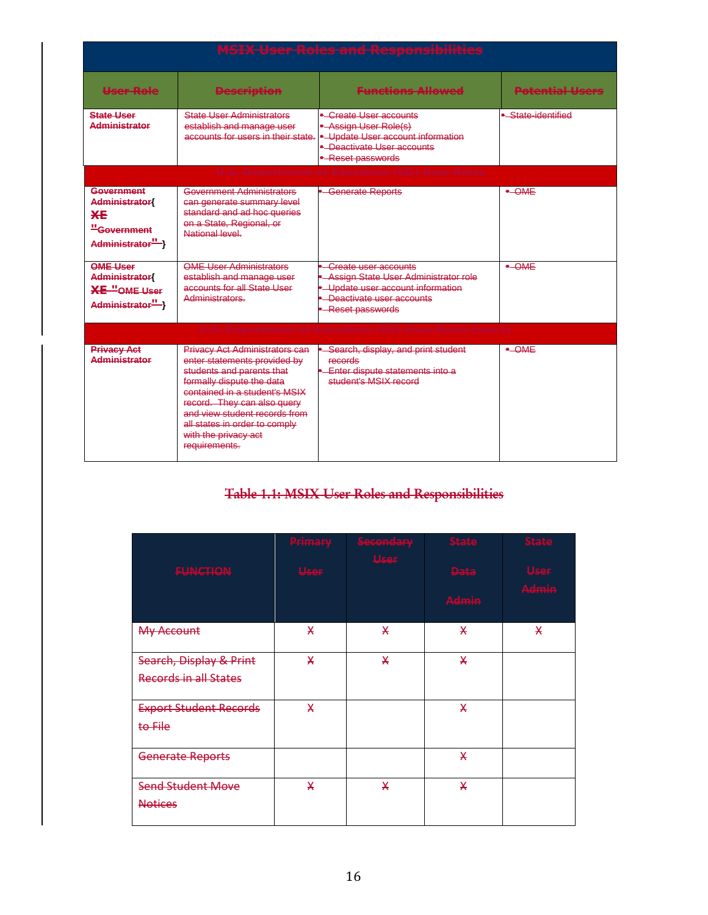| MSIX User Roles and Responsibilities | | | |
|---|---|---|---|
| **User Role** | **Description** | **Functions Allowed** | **Potential Users** |
| **State User Administrator** | State User Administrators establish and manage user accounts for users in their state. | • Create User accounts<br>• Assign User Role(s)<br>• Update User account information<br>• Deactivate User accounts<br>• Reset passwords | • State-identified |
| U.S. Department of Education (ED) User Roles | | | |
| **Government Administrator{ XE "Government Administrator" }** | Government Administrators can generate summary level standard and ad hoc queries on a State, Regional, or National level. | • Generate Reports | • OME |
| **OME User Administrator{ XE "OME User Administrator" }** | OME User Administrators establish and manage user accounts for all State User Administrators. | • Create user accounts<br>• Assign State User Administrator role<br>• Update user account information<br>• Deactivate user accounts<br>• Reset passwords | • OME |
| U.S. Department of Education (ED) Data Privacy Role(s) | | | |
| **Privacy Act Administrator** | Privacy Act Administrators can enter statements provided by students and parents that formally dispute the data contained in a student's MSIX record. They can also query and view student records from all states in order to comply with the privacy act requirements. | • Search, display, and print student records<br>• Enter dispute statements into a student's MSIX record | • OME |

**Table 1.1: MSIX User Roles and Responsibilities**

| FUNCTION | Primary User | Secondary User | State Data Admin | State User Admin |
|---|---|---|---|---|
| My Account | X | X | X | X |
| Search, Display & Print Records in all States | X | X | X | |
| Export Student Records to File | X | | X | |
| Generate Reports | | | X | |
| Send Student Move Notices | X | X | X | |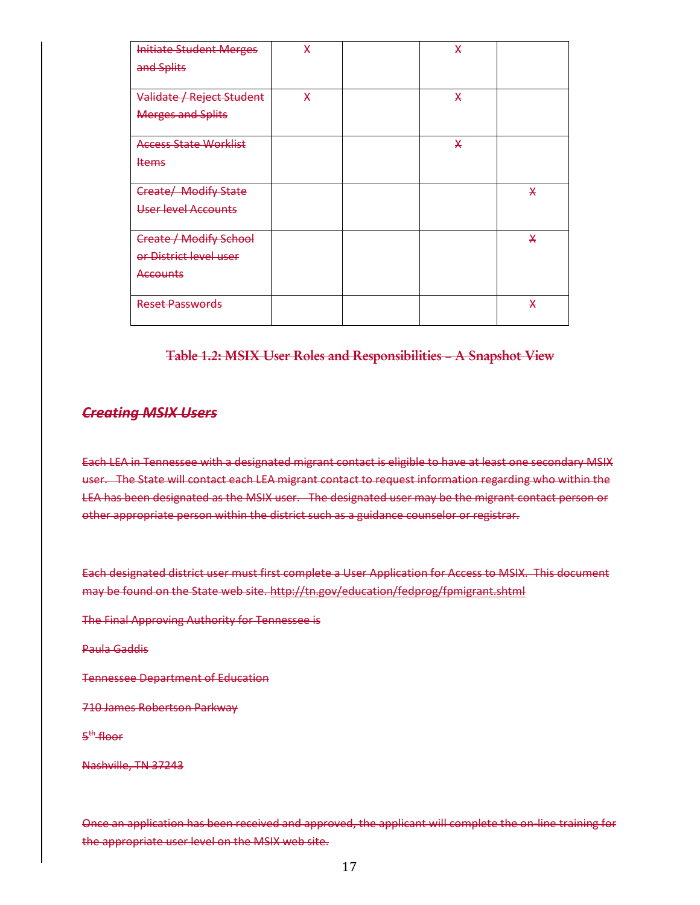| Initiate Student Merges and Splits | X | | X | |
|---|---|---|---|---|
| Validate / Reject Student Merges and Splits | X | | X | |
| Access State Worklist Items | | | X | |
| Create/ Modify State User level Accounts | | | | X |
| Create / Modify School or District level user Accounts | | | | X |
| Reset Passwords | | | | X |

**Table 1.2: MSIX User Roles and Responsibilities – A Snapshot View**

***Creating MSIX Users***

Each LEA in Tennessee with a designated migrant contact is eligible to have at least one secondary MSIX user. The State will contact each LEA migrant contact to request information regarding who within the LEA has been designated as the MSIX user. The designated user may be the migrant contact person or other appropriate person within the district such as a guidance counselor or registrar.

Each designated district user must first complete a User Application for Access to MSIX. This document may be found on the State web site. http://tn.gov/education/fedprog/fpmigrant.shtml

The Final Approving Authority for Tennessee is

Paula Gaddis

Tennessee Department of Education

710 James Robertson Parkway

5th floor

Nashville, TN 37243

Once an application has been received and approved, the applicant will complete the on-line training for the appropriate user level on the MSIX web site.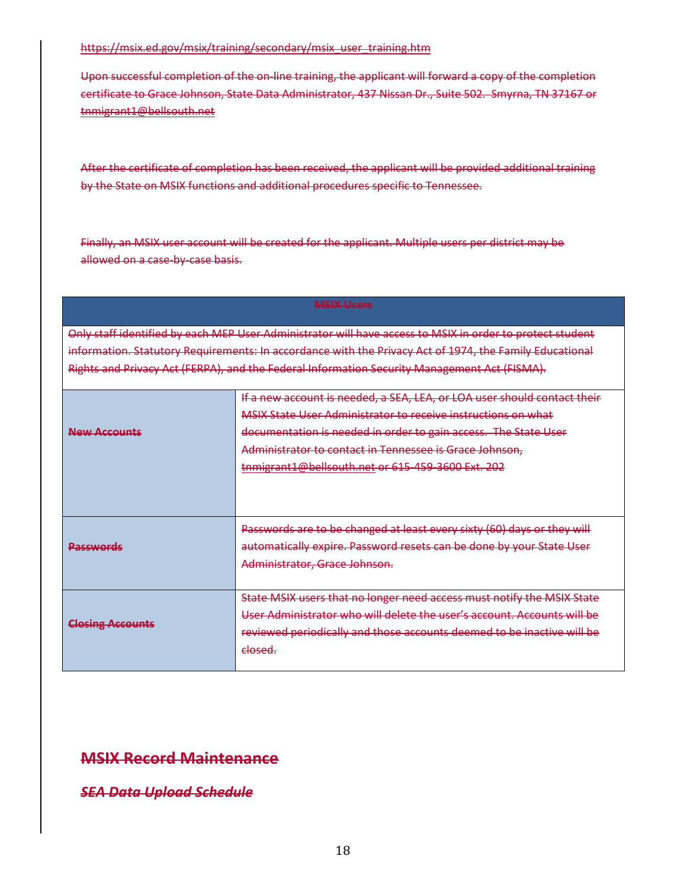https://msix.ed.gov/msix/training/secondary/msix_user_training.htm

Upon successful completion of the on-line training, the applicant will forward a copy of the completion certificate to Grace Johnson, State Data Administrator, 437 Nissan Dr., Suite 502. Smyrna, TN 37167 or tnmigrant1@bellsouth.net

After the certificate of completion has been received, the applicant will be provided additional training by the State on MSIX functions and additional procedures specific to Tennessee.

Finally, an MSIX user account will be created for the applicant. Multiple users per district may be allowed on a case-by-case basis.

| MSIX Users | |
|---|---|
| Only staff identified by each MEP User Administrator will have access to MSIX in order to protect student information. Statutory Requirements: In accordance with the Privacy Act of 1974, the Family Educational Rights and Privacy Act (FERPA), and the Federal Information Security Management Act (FISMA). | |
| **New Accounts** | If a new account is needed, a SEA, LEA, or LOA user should contact their MSIX State User Administrator to receive instructions on what documentation is needed in order to gain access. The State User Administrator to contact in Tennessee is Grace Johnson, tnmigrant1@bellsouth.net or 615-459-3600 Ext. 202 |
| **Passwords** | Passwords are to be changed at least every sixty (60) days or they will automatically expire. Password resets can be done by your State User Administrator, Grace Johnson. |
| **Closing Accounts** | State MSIX users that no longer need access must notify the MSIX State User Administrator who will delete the user's account. Accounts will be reviewed periodically and those accounts deemed to be inactive will be closed. |

## MSIX Record Maintenance

### *SEA Data Upload Schedule*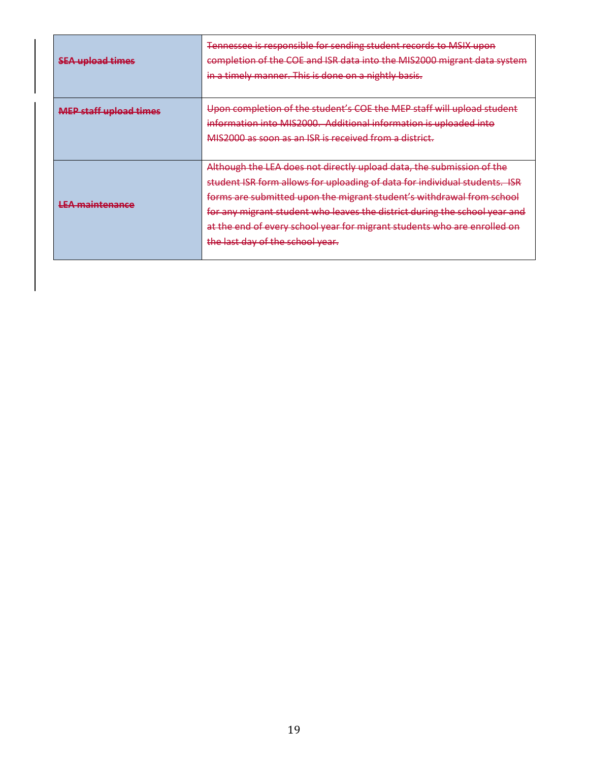| | |
|---|---|
| ~~**SEA upload times**~~ | ~~Tennessee is responsible for sending student records to MSIX upon completion of the COE and ISR data into the MIS2000 migrant data system in a timely manner. This is done on a nightly basis.~~ |
| ~~**MEP staff upload times**~~ | ~~Upon completion of the student's COE the MEP staff will upload student information into MIS2000. Additional information is uploaded into MIS2000 as soon as an ISR is received from a district.~~ |
| ~~**LEA maintenance**~~ | ~~Although the LEA does not directly upload data, the submission of the student ISR form allows for uploading of data for individual students. ISR forms are submitted upon the migrant student's withdrawal from school for any migrant student who leaves the district during the school year and at the end of every school year for migrant students who are enrolled on the last day of the school year.~~ |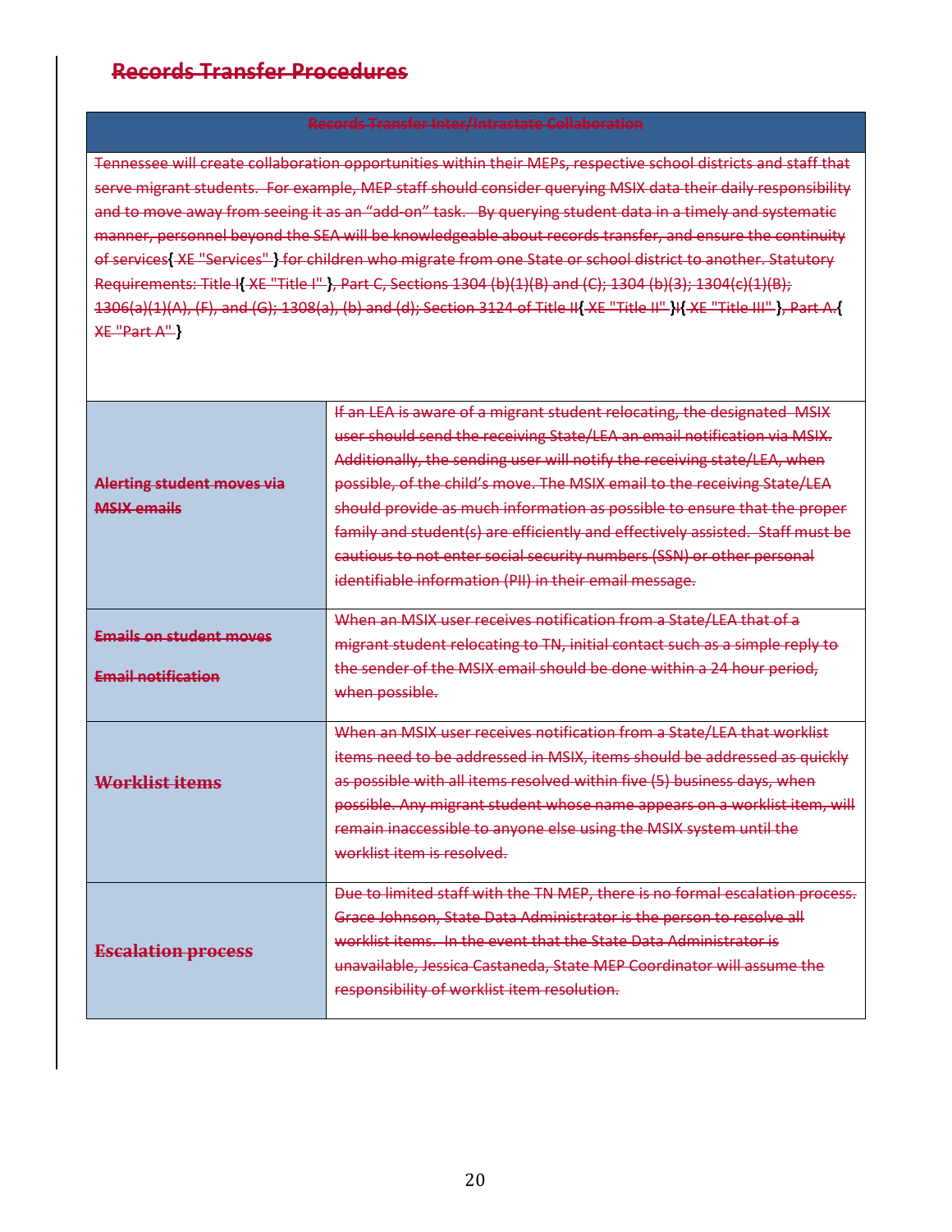## Records Transfer Procedures

| Records Transfer Inter/Intrastate Collaboration | |
|---|---|
| Tennessee will create collaboration opportunities within their MEPs, respective school districts and staff that serve migrant students. For example, MEP staff should consider querying MSIX data their daily responsibility and to move away from seeing it as an "add-on" task. By querying student data in a timely and systematic manner, personnel beyond the SEA will be knowledgeable about records transfer, and ensure the continuity of services{ XE "Services" } for children who migrate from one State or school district to another. Statutory Requirements: Title I{ XE "Title I" }, Part C, Sections 1304 (b)(1)(B) and (C); 1304 (b)(3); 1304(c)(1)(B); 1306(a)(1)(A), (F), and (G); 1308(a), (b) and (d); Section 3124 of Title II{ XE "Title II" }I{ XE "Title III" }, Part A.{ XE "Part A" } | |
| **Alerting student moves via MSIX emails** | If an LEA is aware of a migrant student relocating, the designated MSIX user should send the receiving State/LEA an email notification via MSIX. Additionally, the sending user will notify the receiving state/LEA, when possible, of the child's move. The MSIX email to the receiving State/LEA should provide as much information as possible to ensure that the proper family and student(s) are efficiently and effectively assisted. Staff must be cautious to not enter social security numbers (SSN) or other personal identifiable information (PII) in their email message. |
| **Emails on student moves**<br><br>**Email notification** | When an MSIX user receives notification from a State/LEA that of a migrant student relocating to TN, initial contact such as a simple reply to the sender of the MSIX email should be done within a 24 hour period, when possible. |
| **Worklist items** | When an MSIX user receives notification from a State/LEA that worklist items need to be addressed in MSIX, items should be addressed as quickly as possible with all items resolved within five (5) business days, when possible. Any migrant student whose name appears on a worklist item, will remain inaccessible to anyone else using the MSIX system until the worklist item is resolved. |
| **Escalation process** | Due to limited staff with the TN MEP, there is no formal escalation process. Grace Johnson, State Data Administrator is the person to resolve all worklist items. In the event that the State Data Administrator is unavailable, Jessica Castaneda, State MEP Coordinator will assume the responsibility of worklist item resolution. |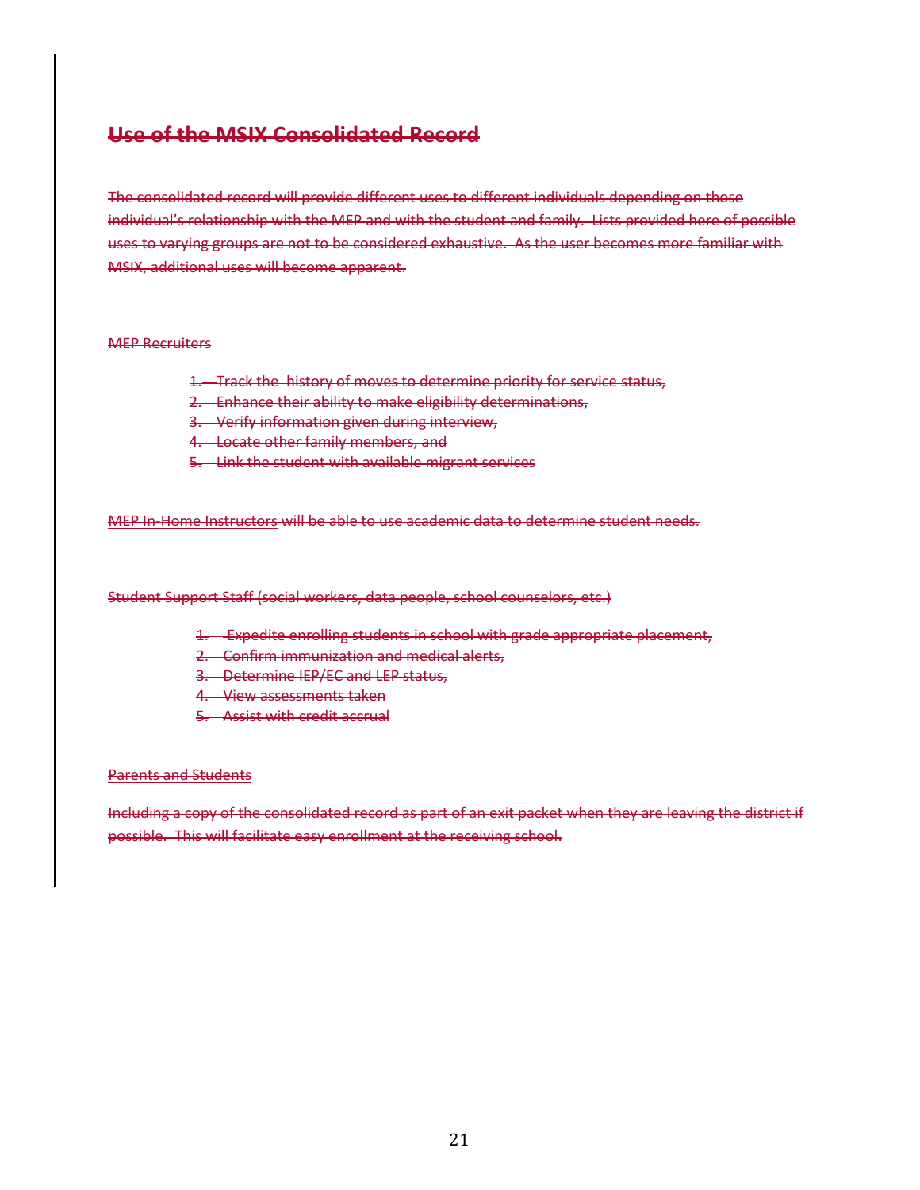## ~~Use of the MSIX Consolidated Record~~

~~The consolidated record will provide different uses to different individuals depending on those individual's relationship with the MEP and with the student and family. Lists provided here of possible uses to varying groups are not to be considered exhaustive. As the user becomes more familiar with MSIX, additional uses will become apparent.~~

~~MEP Recruiters~~

1. ~~Track the history of moves to determine priority for service status,~~
2. ~~Enhance their ability to make eligibility determinations,~~
3. ~~Verify information given during interview,~~
4. ~~Locate other family members, and~~
5. ~~Link the student with available migrant services~~

~~MEP In-Home Instructors will be able to use academic data to determine student needs.~~

~~Student Support Staff (social workers, data people, school counselors, etc.)~~

1. ~~Expedite enrolling students in school with grade appropriate placement,~~
2. ~~Confirm immunization and medical alerts,~~
3. ~~Determine IEP/EC and LEP status,~~
4. ~~View assessments taken~~
5. ~~Assist with credit accrual~~

~~Parents and Students~~

~~Including a copy of the consolidated record as part of an exit packet when they are leaving the district if possible. This will facilitate easy enrollment at the receiving school.~~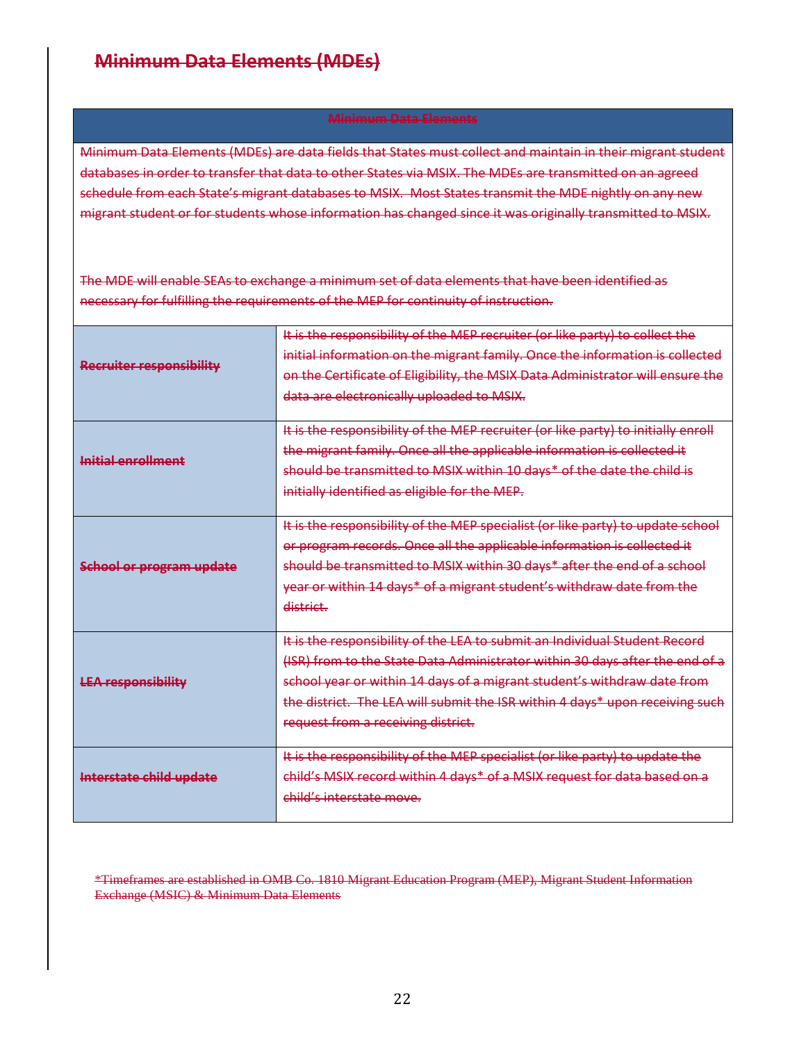## ~~Minimum Data Elements (MDEs)~~

| ~~Minimum Data Elements~~ | |
|---|---|
| ~~Minimum Data Elements (MDEs) are data fields that States must collect and maintain in their migrant student databases in order to transfer that data to other States via MSIX. The MDEs are transmitted on an agreed schedule from each State's migrant databases to MSIX. Most States transmit the MDE nightly on any new migrant student or for students whose information has changed since it was originally transmitted to MSIX.~~<br><br>~~The MDE will enable SEAs to exchange a minimum set of data elements that have been identified as necessary for fulfilling the requirements of the MEP for continuity of instruction.~~ | |
| **~~Recruiter responsibility~~** | ~~It is the responsibility of the MEP recruiter (or like party) to collect the initial information on the migrant family. Once the information is collected on the Certificate of Eligibility, the MSIX Data Administrator will ensure the data are electronically uploaded to MSIX.~~ |
| **~~Initial enrollment~~** | ~~It is the responsibility of the MEP recruiter (or like party) to initially enroll the migrant family. Once all the applicable information is collected it should be transmitted to MSIX within 10 days* of the date the child is initially identified as eligible for the MEP.~~ |
| **~~School or program update~~** | ~~It is the responsibility of the MEP specialist (or like party) to update school or program records. Once all the applicable information is collected it should be transmitted to MSIX within 30 days* after the end of a school year or within 14 days* of a migrant student's withdraw date from the district.~~ |
| **~~LEA responsibility~~** | ~~It is the responsibility of the LEA to submit an Individual Student Record (ISR) from to the State Data Administrator within 30 days after the end of a school year or within 14 days of a migrant student's withdraw date from the district. The LEA will submit the ISR within 4 days* upon receiving such request from a receiving district.~~ |
| **~~Interstate child update~~** | ~~It is the responsibility of the MEP specialist (or like party) to update the child's MSIX record within 4 days* of a MSIX request for data based on a child's interstate move.~~ |

~~*Timeframes are established in OMB Co. 1810 Migrant Education Program (MEP), Migrant Student Information Exchange (MSIC) & Minimum Data Elements~~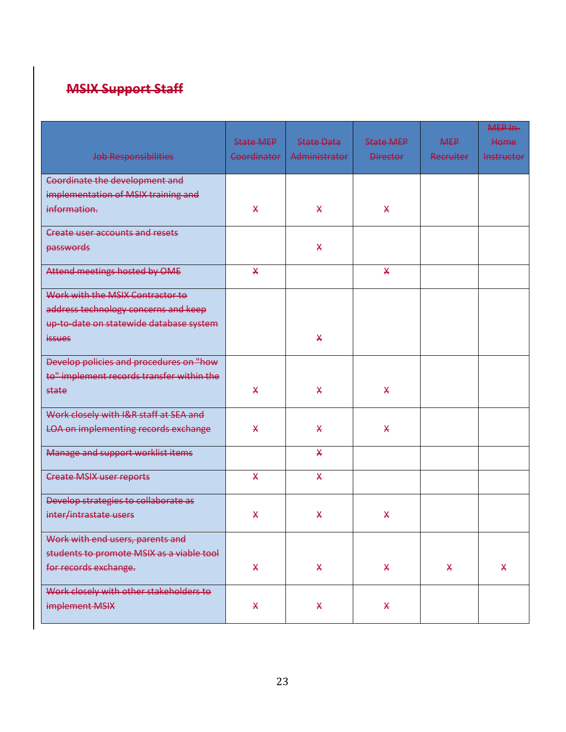## ~~MSIX Support Staff~~

| ~~Job Responsibilities~~ | ~~State MEP Coordinator~~ | ~~State Data Administrator~~ | ~~State MEP Director~~ | ~~MEP Recruiter~~ | ~~MEP In-Home Instructor~~ |
|---|---|---|---|---|---|
| ~~Coordinate the development and implementation of MSIX training and information.~~ | ~~X~~ | ~~X~~ | ~~X~~ | | |
| ~~Create user accounts and resets passwords~~ | | ~~X~~ | | | |
| ~~Attend meetings hosted by OME~~ | ~~X~~ | | ~~X~~ | | |
| ~~Work with the MSIX Contractor to address technology concerns and keep up-to-date on statewide database system issues~~ | | ~~X~~ | | | |
| ~~Develop policies and procedures on "how to" implement records transfer within the state~~ | ~~X~~ | ~~X~~ | ~~X~~ | | |
| ~~Work closely with I&R staff at SEA and LOA on implementing records exchange~~ | ~~X~~ | ~~X~~ | ~~X~~ | | |
| ~~Manage and support worklist items~~ | | ~~X~~ | | | |
| ~~Create MSIX user reports~~ | ~~X~~ | ~~X~~ | | | |
| ~~Develop strategies to collaborate as inter/intrastate users~~ | ~~X~~ | ~~X~~ | ~~X~~ | | |
| ~~Work with end users, parents and students to promote MSIX as a viable tool for records exchange.~~ | ~~X~~ | ~~X~~ | ~~X~~ | ~~X~~ | ~~X~~ |
| ~~Work closely with other stakeholders to implement MSIX~~ | ~~X~~ | ~~X~~ | ~~X~~ | | |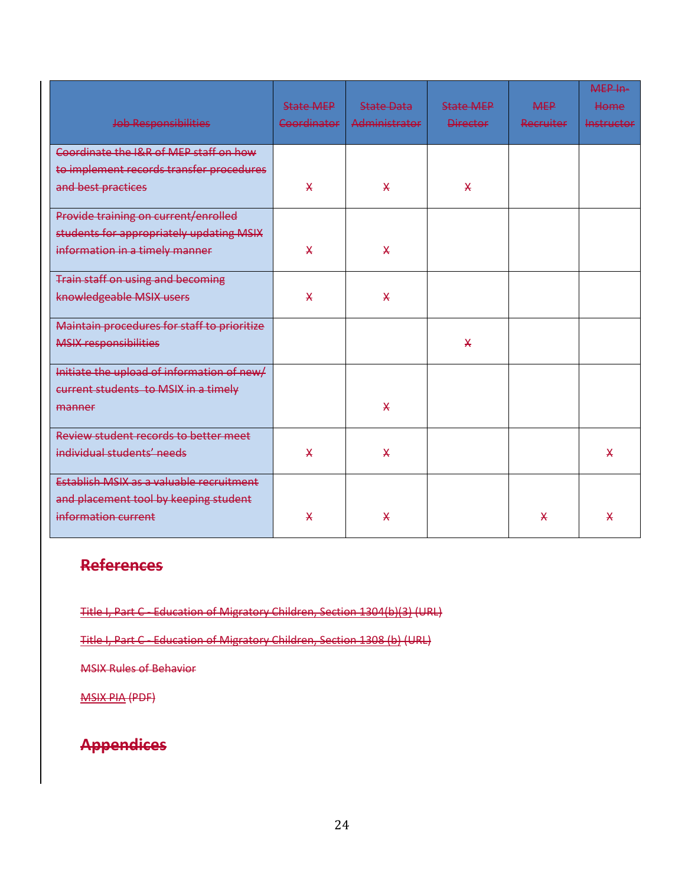| Job Responsibilities | State MEP Coordinator | State Data Administrator | State MEP Director | MEP Recruiter | MEP In-Home Instructor |
|---|---|---|---|---|---|
| Coordinate the I&R of MEP staff on how to implement records transfer procedures and best practices | X | X | X | | |
| Provide training on current/enrolled students for appropriately updating MSIX information in a timely manner | X | X | | | |
| Train staff on using and becoming knowledgeable MSIX users | X | X | | | |
| Maintain procedures for staff to prioritize MSIX responsibilities | | | X | | |
| Initiate the upload of information of new/ current students to MSIX in a timely manner | | X | | | |
| Review student records to better meet individual students' needs | X | X | | | X |
| Establish MSIX as a valuable recruitment and placement tool by keeping student information current | X | X | | X | X |

## References

Title I, Part C - Education of Migratory Children, Section 1304(b)(3) (URL)

Title I, Part C - Education of Migratory Children, Section 1308 (b) (URL)

MSIX Rules of Behavior

MSIX PIA (PDF)

## Appendices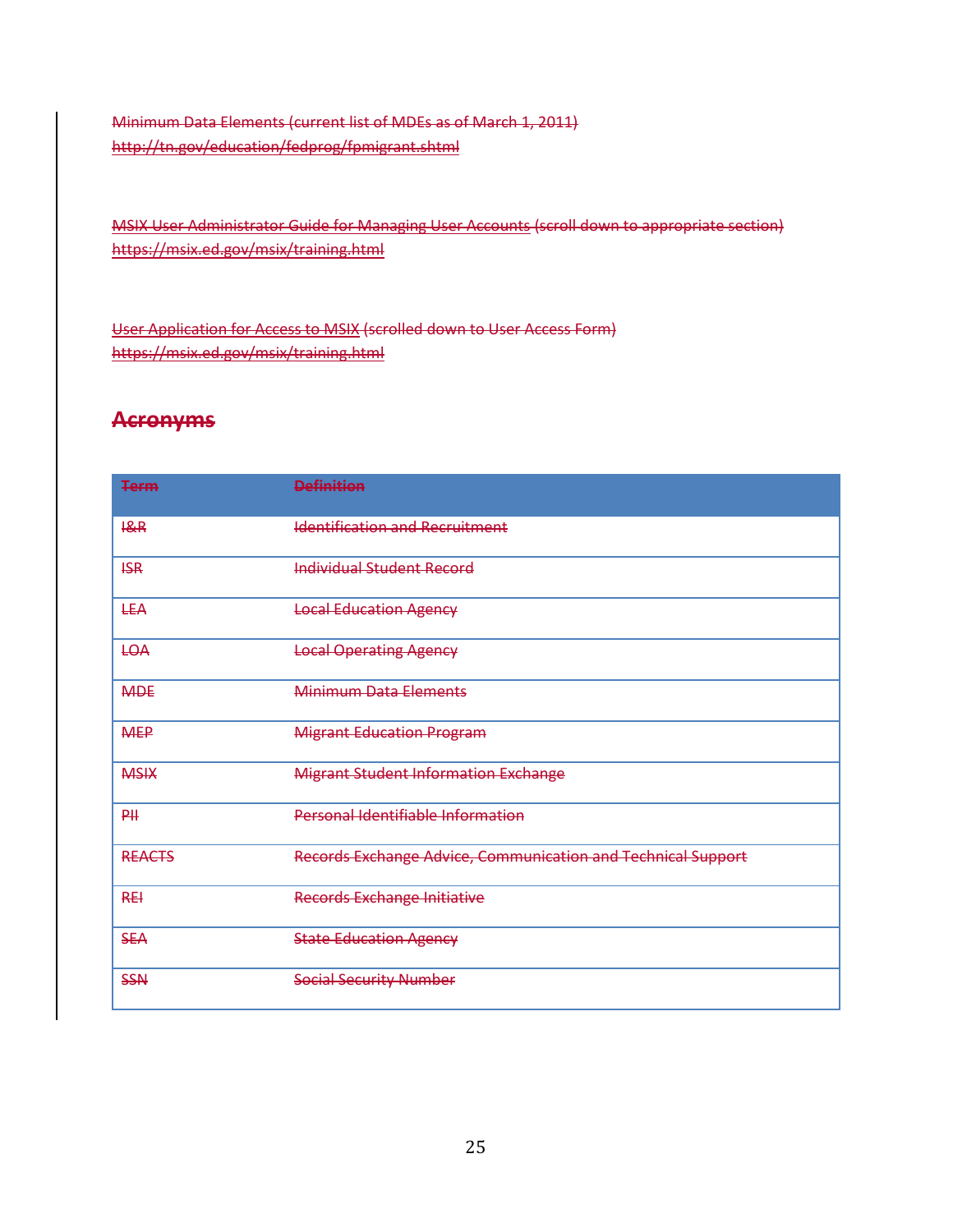Minimum Data Elements (current list of MDEs as of March 1, 2011)
http://tn.gov/education/fedprog/fpmigrant.shtml

MSIX User Administrator Guide for Managing User Accounts (scroll down to appropriate section)
https://msix.ed.gov/msix/training.html

User Application for Access to MSIX (scrolled down to User Access Form)
https://msix.ed.gov/msix/training.html

## Acronyms

| Term | Definition |
|---|---|
| I&R | Identification and Recruitment |
| ISR | Individual Student Record |
| LEA | Local Education Agency |
| LOA | Local Operating Agency |
| MDE | Minimum Data Elements |
| MEP | Migrant Education Program |
| MSIX | Migrant Student Information Exchange |
| PII | Personal Identifiable Information |
| REACTS | Records Exchange Advice, Communication and Technical Support |
| REI | Records Exchange Initiative |
| SEA | State Education Agency |
| SSN | Social Security Number |